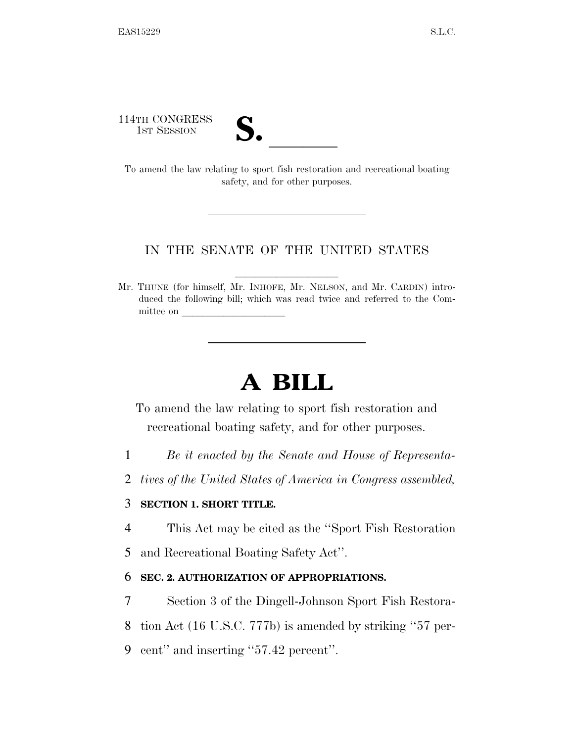114TH CONGRESS
1ST SESSION

# S. \_\_\_\_\_\_

To amend the law relating to sport fish restoration and recreational boating safety, and for other purposes.

---

IN THE SENATE OF THE UNITED STATES

Mr. THUNE (for himself, Mr. INHOFE, Mr. NELSON, and Mr. CARDIN) introduced the following bill; which was read twice and referred to the Committee on \_\_\_\_\_\_\_\_\_\_\_\_\_\_\_\_\_\_\_\_

---

# A BILL

To amend the law relating to sport fish restoration and recreational boating safety, and for other purposes.

1 *Be it enacted by the Senate and House of Representa-*
2 *tives of the United States of America in Congress assembled,*

3 **SECTION 1. SHORT TITLE.**

4 This Act may be cited as the ''Sport Fish Restoration
5 and Recreational Boating Safety Act''.

6 **SEC. 2. AUTHORIZATION OF APPROPRIATIONS.**

7 Section 3 of the Dingell-Johnson Sport Fish Restora-
8 tion Act (16 U.S.C. 777b) is amended by striking ''57 per-
9 cent'' and inserting ''57.42 percent''.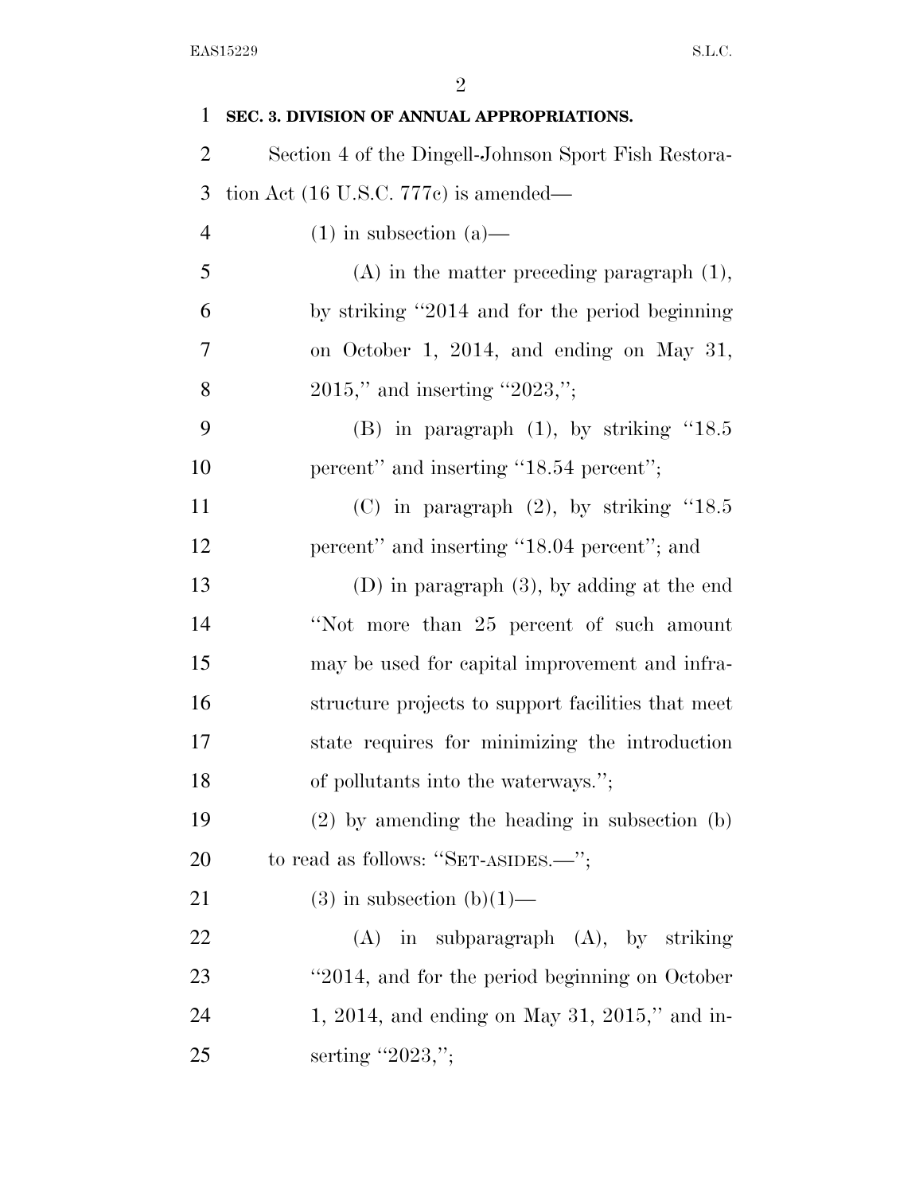**SEC. 3. DIVISION OF ANNUAL APPROPRIATIONS.**

Section 4 of the Dingell-Johnson Sport Fish Restoration Act (16 U.S.C. 777c) is amended—

(1) in subsection (a)—

(A) in the matter preceding paragraph (1), by striking "2014 and for the period beginning on October 1, 2014, and ending on May 31, 2015," and inserting "2023,";

(B) in paragraph (1), by striking "18.5 percent" and inserting "18.54 percent";

(C) in paragraph (2), by striking "18.5 percent" and inserting "18.04 percent"; and

(D) in paragraph (3), by adding at the end "Not more than 25 percent of such amount may be used for capital improvement and infrastructure projects to support facilities that meet state requires for minimizing the introduction of pollutants into the waterways.";

(2) by amending the heading in subsection (b) to read as follows: "SET-ASIDES.—";

(3) in subsection (b)(1)—

(A) in subparagraph (A), by striking "2014, and for the period beginning on October 1, 2014, and ending on May 31, 2015," and inserting "2023,";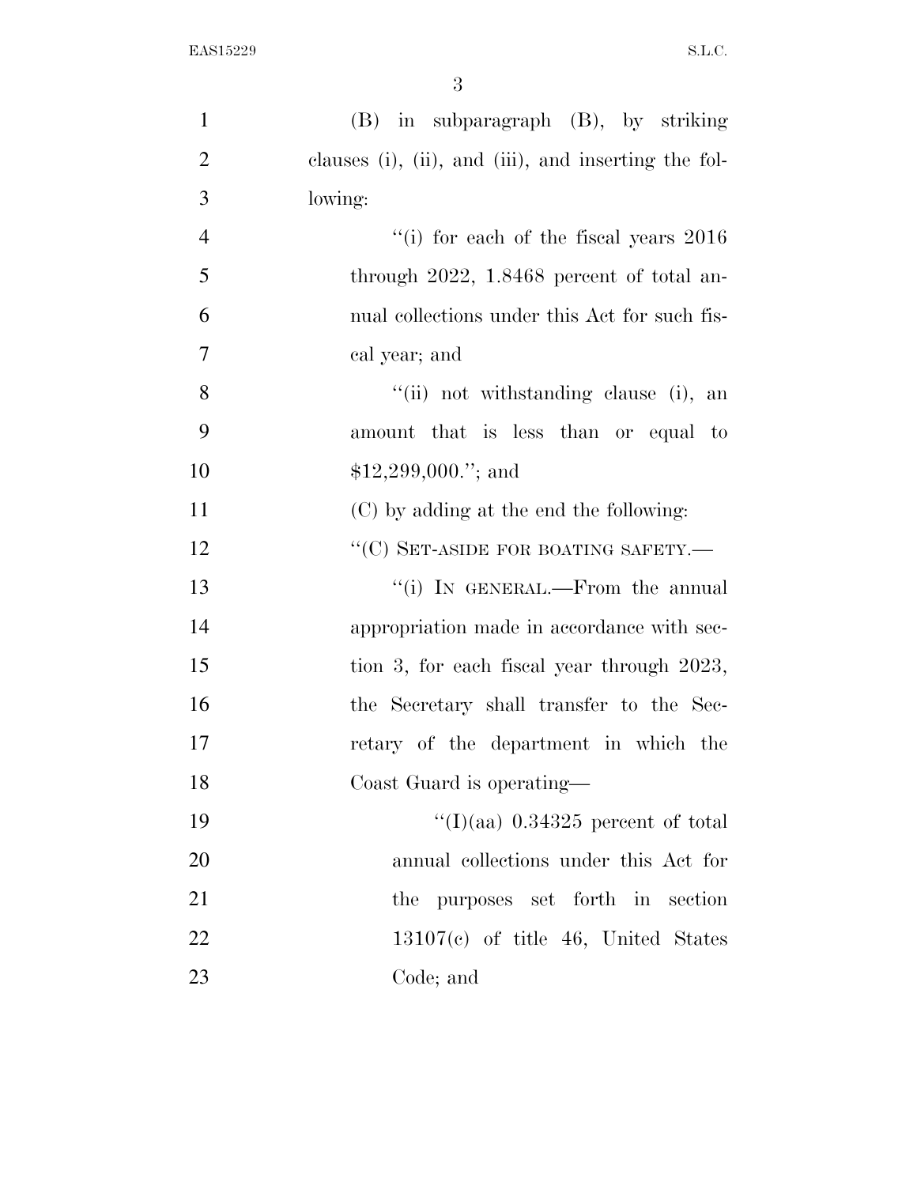(B) in subparagraph (B), by striking clauses (i), (ii), and (iii), and inserting the following:

"(i) for each of the fiscal years 2016 through 2022, 1.8468 percent of total annual collections under this Act for such fiscal year; and

"(ii) not withstanding clause (i), an amount that is less than or equal to $12,299,000."; and

(C) by adding at the end the following:

"(C) SET-ASIDE FOR BOATING SAFETY.—

"(i) IN GENERAL.—From the annual appropriation made in accordance with section 3, for each fiscal year through 2023, the Secretary shall transfer to the Secretary of the department in which the Coast Guard is operating—

"(I)(aa) 0.34325 percent of total annual collections under this Act for the purposes set forth in section 13107(c) of title 46, United States Code; and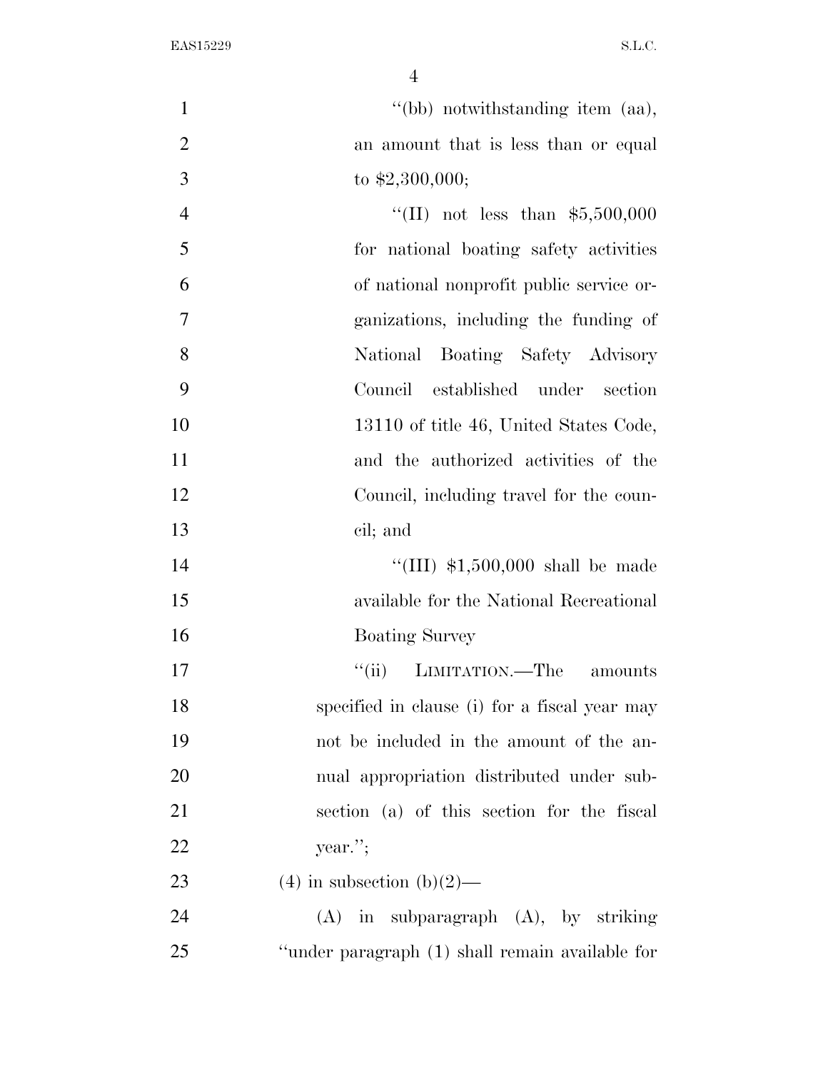''(bb) notwithstanding item (aa), an amount that is less than or equal to $2,300,000;

''(II) not less than $5,500,000 for national boating safety activities of national nonprofit public service organizations, including the funding of National Boating Safety Advisory Council established under section 13110 of title 46, United States Code, and the authorized activities of the Council, including travel for the council; and

''(III) $1,500,000 shall be made available for the National Recreational Boating Survey

''(ii) LIMITATION.—The amounts specified in clause (i) for a fiscal year may not be included in the amount of the annual appropriation distributed under subsection (a) of this section for the fiscal year.'';

(4) in subsection (b)(2)—

(A) in subparagraph (A), by striking ''under paragraph (1) shall remain available for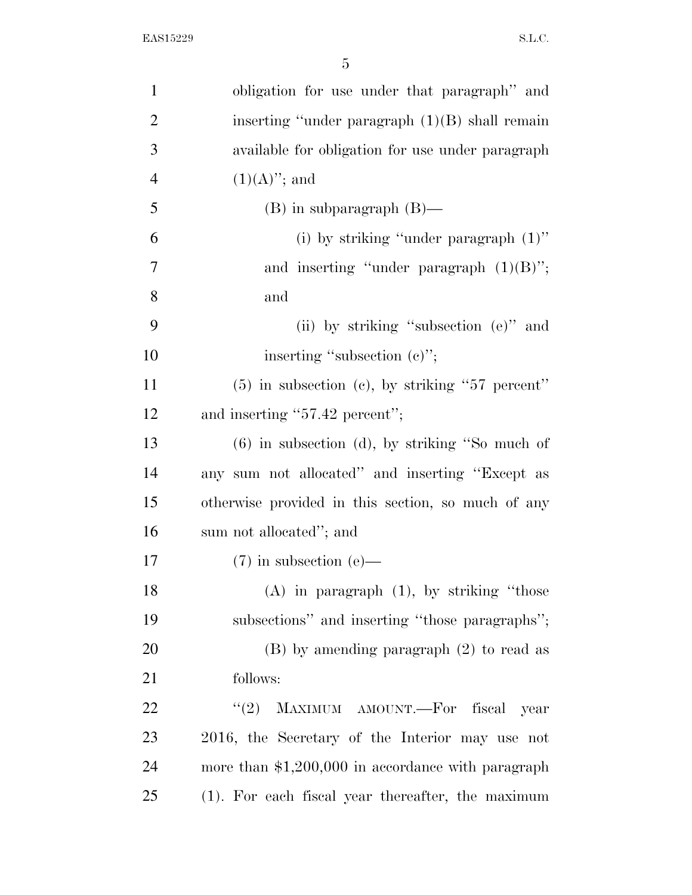obligation for use under that paragraph'' and inserting ''under paragraph (1)(B) shall remain available for obligation for use under paragraph (1)(A)''; and

(B) in subparagraph (B)—

(i) by striking ''under paragraph (1)'' and inserting ''under paragraph (1)(B)''; and

(ii) by striking ''subsection (e)'' and inserting ''subsection (c)'';

(5) in subsection (c), by striking ''57 percent'' and inserting ''57.42 percent'';

(6) in subsection (d), by striking ''So much of any sum not allocated'' and inserting ''Except as otherwise provided in this section, so much of any sum not allocated''; and

(7) in subsection (e)—

(A) in paragraph (1), by striking ''those subsections'' and inserting ''those paragraphs'';

(B) by amending paragraph (2) to read as follows:

''(2) MAXIMUM AMOUNT.—For fiscal year 2016, the Secretary of the Interior may use not more than $1,200,000 in accordance with paragraph (1). For each fiscal year thereafter, the maximum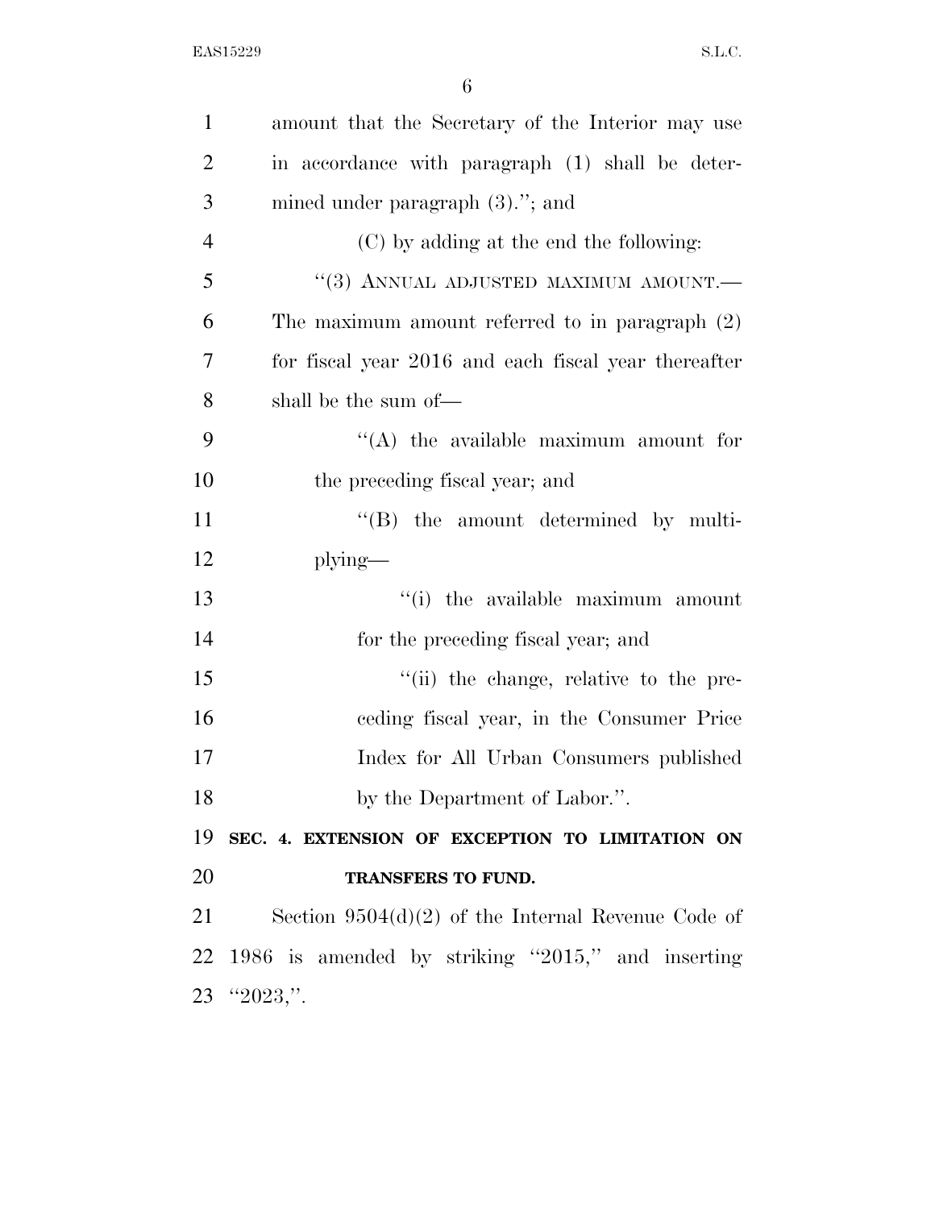amount that the Secretary of the Interior may use in accordance with paragraph (1) shall be determined under paragraph (3).''; and

(C) by adding at the end the following:

''(3) ANNUAL ADJUSTED MAXIMUM AMOUNT.—The maximum amount referred to in paragraph (2) for fiscal year 2016 and each fiscal year thereafter shall be the sum of—

''(A) the available maximum amount for the preceding fiscal year; and

''(B) the amount determined by multiplying—

''(i) the available maximum amount for the preceding fiscal year; and

''(ii) the change, relative to the preceding fiscal year, in the Consumer Price Index for All Urban Consumers published by the Department of Labor.''.

**SEC. 4. EXTENSION OF EXCEPTION TO LIMITATION ON TRANSFERS TO FUND.**

Section 9504(d)(2) of the Internal Revenue Code of 1986 is amended by striking ''2015,'' and inserting ''2023,''.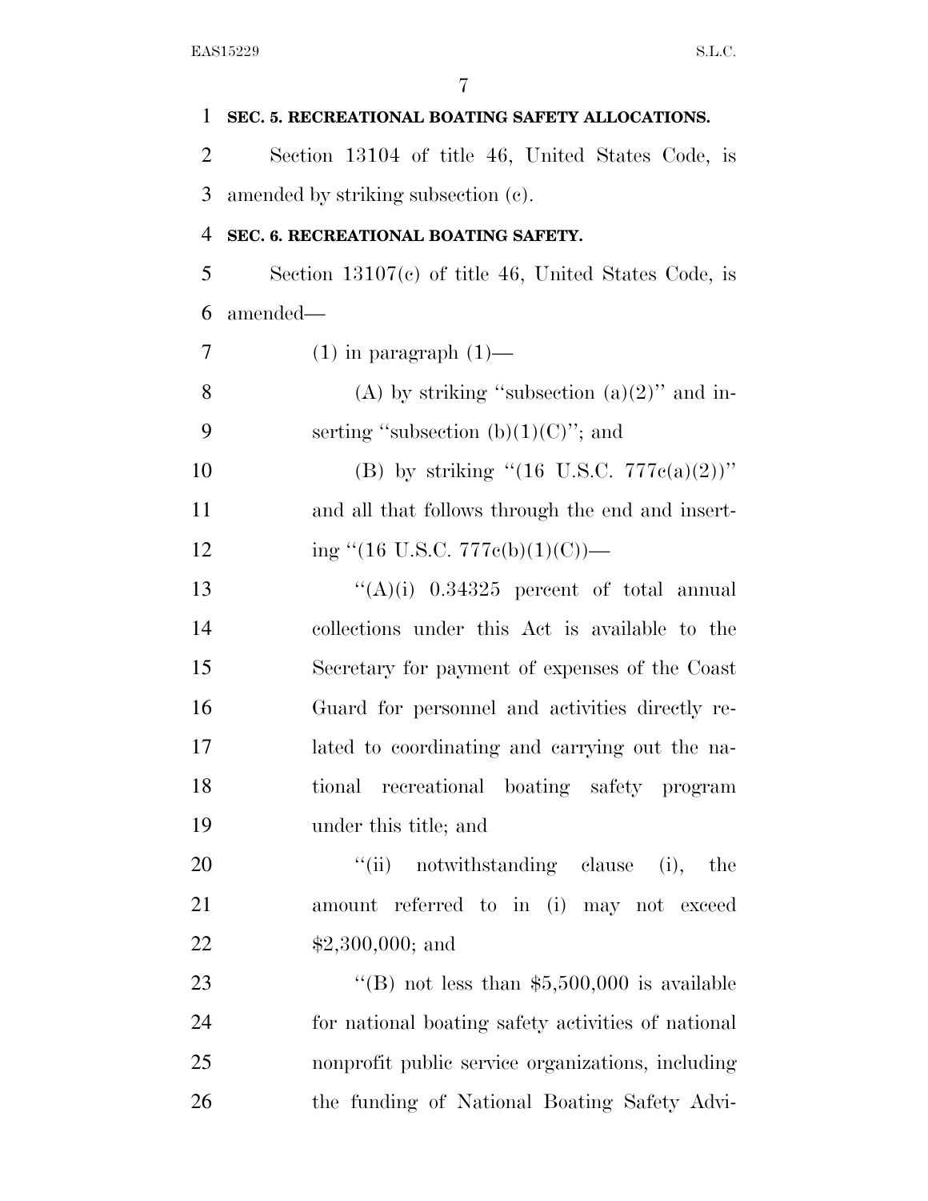**SEC. 5. RECREATIONAL BOATING SAFETY ALLOCATIONS.**

Section 13104 of title 46, United States Code, is amended by striking subsection (c).

**SEC. 6. RECREATIONAL BOATING SAFETY.**

Section 13107(c) of title 46, United States Code, is amended—

(1) in paragraph (1)—

(A) by striking ''subsection (a)(2)'' and inserting ''subsection (b)(1)(C)''; and

(B) by striking ''(16 U.S.C. 777c(a)(2))'' and all that follows through the end and inserting ''(16 U.S.C. 777c(b)(1)(C))—

''(A)(i) 0.34325 percent of total annual collections under this Act is available to the Secretary for payment of expenses of the Coast Guard for personnel and activities directly related to coordinating and carrying out the national recreational boating safety program under this title; and

''(ii) notwithstanding clause (i), the amount referred to in (i) may not exceed $2,300,000; and

''(B) not less than $5,500,000 is available for national boating safety activities of national nonprofit public service organizations, including the funding of National Boating Safety Advi-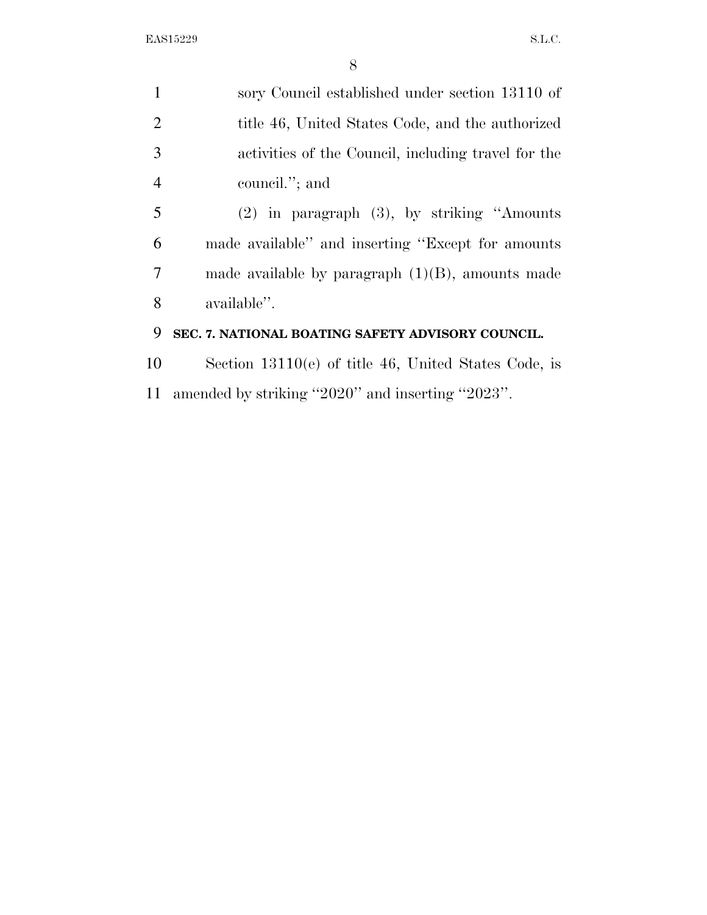sory Council established under section 13110 of title 46, United States Code, and the authorized activities of the Council, including travel for the council.''; and

(2) in paragraph (3), by striking ''Amounts made available'' and inserting ''Except for amounts made available by paragraph (1)(B), amounts made available''.

**SEC. 7. NATIONAL BOATING SAFETY ADVISORY COUNCIL.**

Section 13110(e) of title 46, United States Code, is amended by striking ''2020'' and inserting ''2023''.